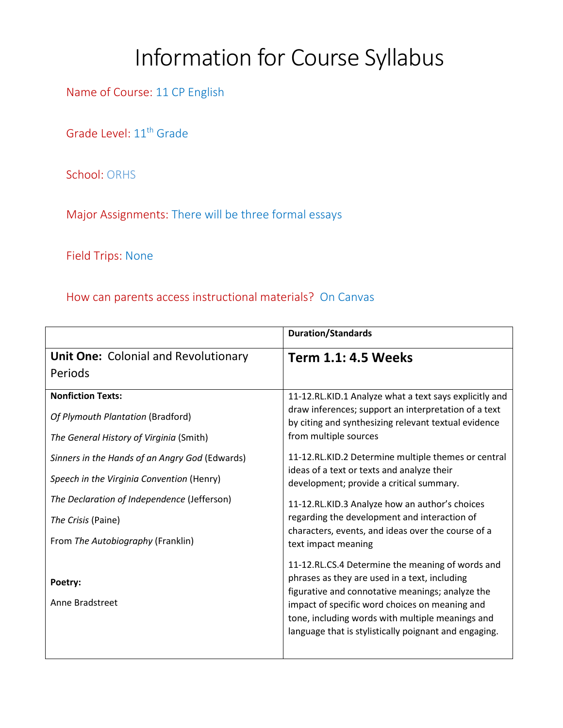# Information for Course Syllabus

Name of Course: 11 CP English

Grade Level: 11th Grade

School: ORHS

Major Assignments: There will be three formal essays

Field Trips: None

How can parents access instructional materials? On Canvas

| | **Duration/Standards** |
|---|---|
| **Unit One:** Colonial and Revolutionary Periods | **Term 1.1: 4.5 Weeks** |
| **Nonfiction Texts:**<br>*Of Plymouth Plantation* (Bradford)<br>*The General History of Virginia* (Smith)<br>*Sinners in the Hands of an Angry God* (Edwards)<br>*Speech in the Virginia Convention* (Henry)<br>*The Declaration of Independence* (Jefferson)<br>*The Crisis* (Paine)<br>From *The Autobiography* (Franklin)<br><br>**Poetry:**<br>Anne Bradstreet | 11-12.RL.KID.1 Analyze what a text says explicitly and draw inferences; support an interpretation of a text by citing and synthesizing relevant textual evidence from multiple sources<br><br>11-12.RL.KID.2 Determine multiple themes or central ideas of a text or texts and analyze their development; provide a critical summary.<br><br>11-12.RL.KID.3 Analyze how an author's choices regarding the development and interaction of characters, events, and ideas over the course of a text impact meaning<br><br>11-12.RL.CS.4 Determine the meaning of words and phrases as they are used in a text, including figurative and connotative meanings; analyze the impact of specific word choices on meaning and tone, including words with multiple meanings and language that is stylistically poignant and engaging. |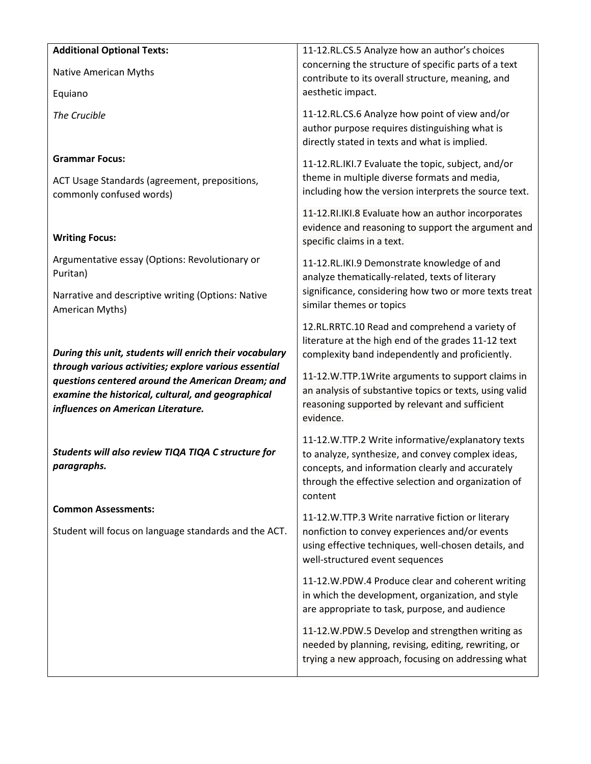| | |
|---|---|
| **Additional Optional Texts:**<br><br>Native American Myths<br><br>Equiano<br><br>*The Crucible*<br><br>**Grammar Focus:**<br><br>ACT Usage Standards (agreement, prepositions, commonly confused words)<br><br>**Writing Focus:**<br><br>Argumentative essay (Options: Revolutionary or Puritan)<br><br>Narrative and descriptive writing (Options: Native American Myths)<br><br>***During this unit, students will enrich their vocabulary through various activities; explore various essential questions centered around the American Dream; and examine the historical, cultural, and geographical influences on American Literature.***<br><br>***Students will also review TIQA TIQA C structure for paragraphs.***<br><br>**Common Assessments:**<br><br>Student will focus on language standards and the ACT. | 11-12.RL.CS.5 Analyze how an author's choices concerning the structure of specific parts of a text contribute to its overall structure, meaning, and aesthetic impact.<br><br>11-12.RL.CS.6 Analyze how point of view and/or author purpose requires distinguishing what is directly stated in texts and what is implied.<br><br>11-12.RL.IKI.7 Evaluate the topic, subject, and/or theme in multiple diverse formats and media, including how the version interprets the source text.<br><br>11-12.RI.IKI.8 Evaluate how an author incorporates evidence and reasoning to support the argument and specific claims in a text.<br><br>11-12.RL.IKI.9 Demonstrate knowledge of and analyze thematically-related, texts of literary significance, considering how two or more texts treat similar themes or topics<br><br>12.RL.RRTC.10 Read and comprehend a variety of literature at the high end of the grades 11-12 text complexity band independently and proficiently.<br><br>11-12.W.TTP.1Write arguments to support claims in an analysis of substantive topics or texts, using valid reasoning supported by relevant and sufficient evidence.<br><br>11-12.W.TTP.2 Write informative/explanatory texts to analyze, synthesize, and convey complex ideas, concepts, and information clearly and accurately through the effective selection and organization of content<br><br>11-12.W.TTP.3 Write narrative fiction or literary nonfiction to convey experiences and/or events using effective techniques, well-chosen details, and well-structured event sequences<br><br>11-12.W.PDW.4 Produce clear and coherent writing in which the development, organization, and style are appropriate to task, purpose, and audience<br><br>11-12.W.PDW.5 Develop and strengthen writing as needed by planning, revising, editing, rewriting, or trying a new approach, focusing on addressing what |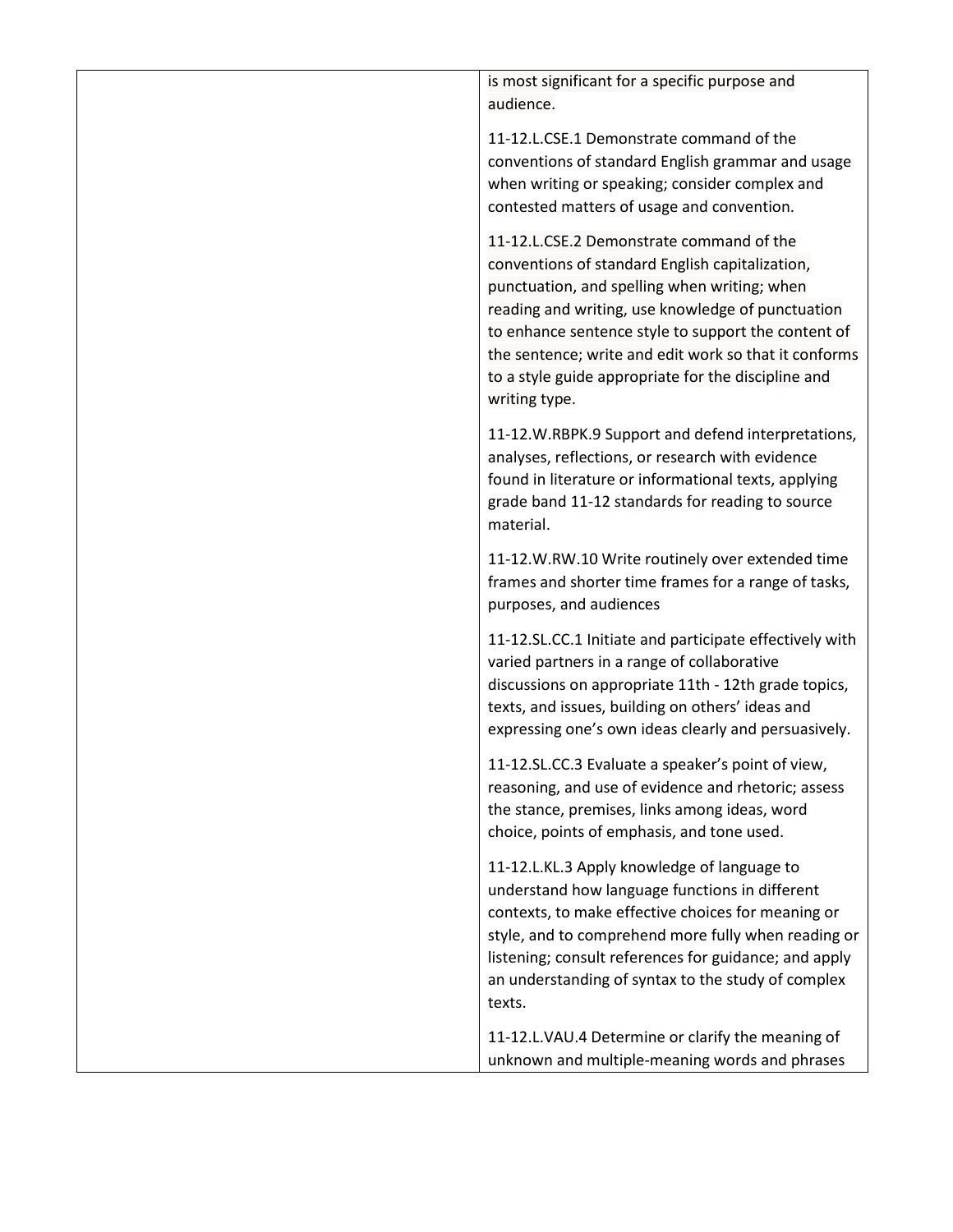|  |  |
| --- | --- |
|  | is most significant for a specific purpose and audience.<br><br>11-12.L.CSE.1 Demonstrate command of the conventions of standard English grammar and usage when writing or speaking; consider complex and contested matters of usage and convention.<br><br>11-12.L.CSE.2 Demonstrate command of the conventions of standard English capitalization, punctuation, and spelling when writing; when reading and writing, use knowledge of punctuation to enhance sentence style to support the content of the sentence; write and edit work so that it conforms to a style guide appropriate for the discipline and writing type.<br><br>11-12.W.RBPK.9 Support and defend interpretations, analyses, reflections, or research with evidence found in literature or informational texts, applying grade band 11-12 standards for reading to source material.<br><br>11-12.W.RW.10 Write routinely over extended time frames and shorter time frames for a range of tasks, purposes, and audiences<br><br>11-12.SL.CC.1 Initiate and participate effectively with varied partners in a range of collaborative discussions on appropriate 11th - 12th grade topics, texts, and issues, building on others' ideas and expressing one's own ideas clearly and persuasively.<br><br>11-12.SL.CC.3 Evaluate a speaker's point of view, reasoning, and use of evidence and rhetoric; assess the stance, premises, links among ideas, word choice, points of emphasis, and tone used.<br><br>11-12.L.KL.3 Apply knowledge of language to understand how language functions in different contexts, to make effective choices for meaning or style, and to comprehend more fully when reading or listening; consult references for guidance; and apply an understanding of syntax to the study of complex texts.<br><br>11-12.L.VAU.4 Determine or clarify the meaning of unknown and multiple-meaning words and phrases |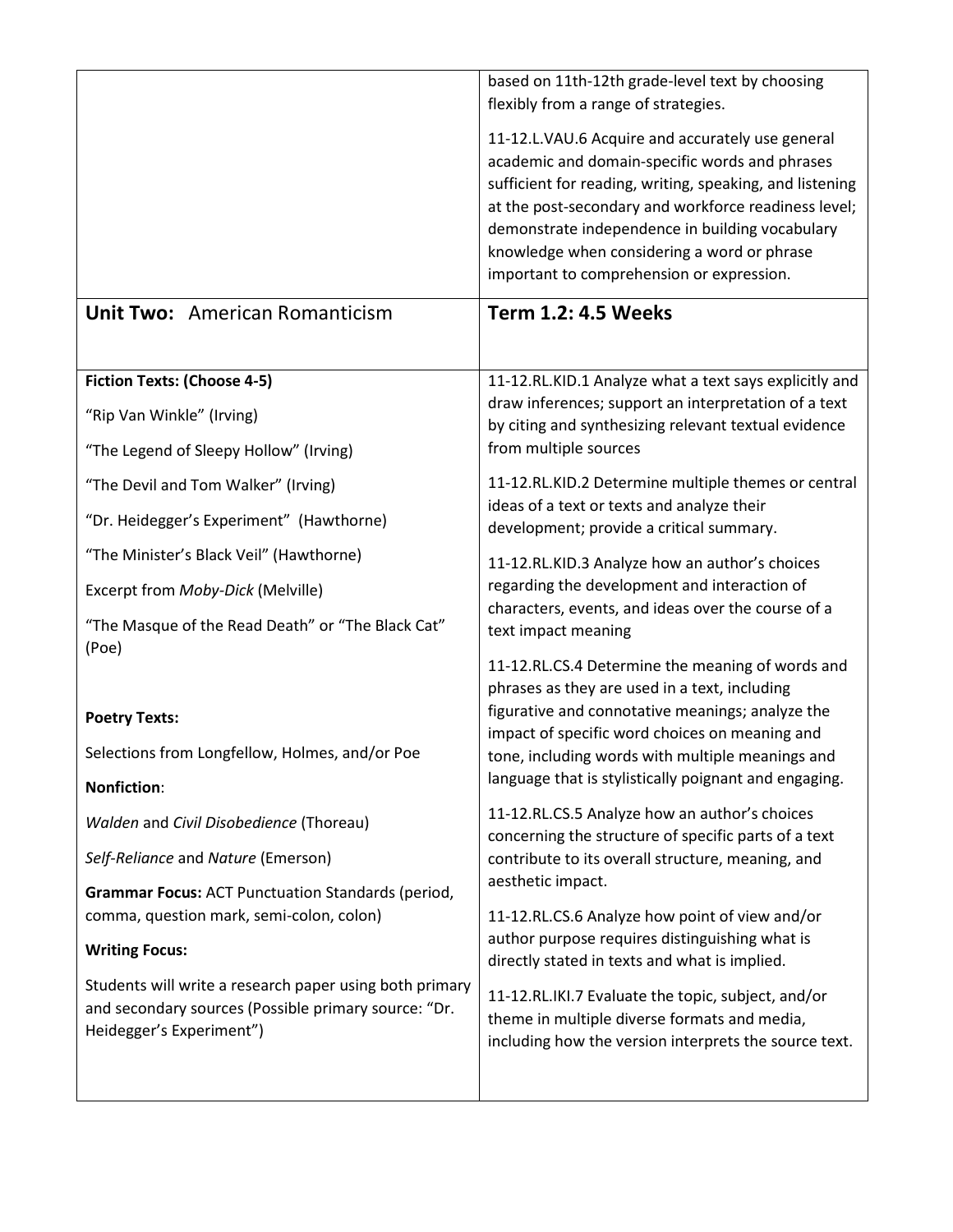| | |
|---|---|
| | based on 11th-12th grade-level text by choosing flexibly from a range of strategies.<br><br>11-12.L.VAU.6 Acquire and accurately use general academic and domain-specific words and phrases sufficient for reading, writing, speaking, and listening at the post-secondary and workforce readiness level; demonstrate independence in building vocabulary knowledge when considering a word or phrase important to comprehension or expression. |
| **Unit Two:** American Romanticism | **Term 1.2: 4.5 Weeks** |
| **Fiction Texts: (Choose 4-5)**<br><br>"Rip Van Winkle" (Irving)<br><br>"The Legend of Sleepy Hollow" (Irving)<br><br>"The Devil and Tom Walker" (Irving)<br><br>"Dr. Heidegger's Experiment" (Hawthorne)<br><br>"The Minister's Black Veil" (Hawthorne)<br><br>Excerpt from *Moby-Dick* (Melville)<br><br>"The Masque of the Read Death" or "The Black Cat" (Poe)<br><br>**Poetry Texts:**<br><br>Selections from Longfellow, Holmes, and/or Poe<br><br>**Nonfiction**:<br><br>*Walden* and *Civil Disobedience* (Thoreau)<br><br>*Self-Reliance* and *Nature* (Emerson)<br><br>**Grammar Focus:** ACT Punctuation Standards (period, comma, question mark, semi-colon, colon)<br><br>**Writing Focus:**<br><br>Students will write a research paper using both primary and secondary sources (Possible primary source: "Dr. Heidegger's Experiment") | 11-12.RL.KID.1 Analyze what a text says explicitly and draw inferences; support an interpretation of a text by citing and synthesizing relevant textual evidence from multiple sources<br><br>11-12.RL.KID.2 Determine multiple themes or central ideas of a text or texts and analyze their development; provide a critical summary.<br><br>11-12.RL.KID.3 Analyze how an author's choices regarding the development and interaction of characters, events, and ideas over the course of a text impact meaning<br><br>11-12.RL.CS.4 Determine the meaning of words and phrases as they are used in a text, including figurative and connotative meanings; analyze the impact of specific word choices on meaning and tone, including words with multiple meanings and language that is stylistically poignant and engaging.<br><br>11-12.RL.CS.5 Analyze how an author's choices concerning the structure of specific parts of a text contribute to its overall structure, meaning, and aesthetic impact.<br><br>11-12.RL.CS.6 Analyze how point of view and/or author purpose requires distinguishing what is directly stated in texts and what is implied.<br><br>11-12.RL.IKI.7 Evaluate the topic, subject, and/or theme in multiple diverse formats and media, including how the version interprets the source text. |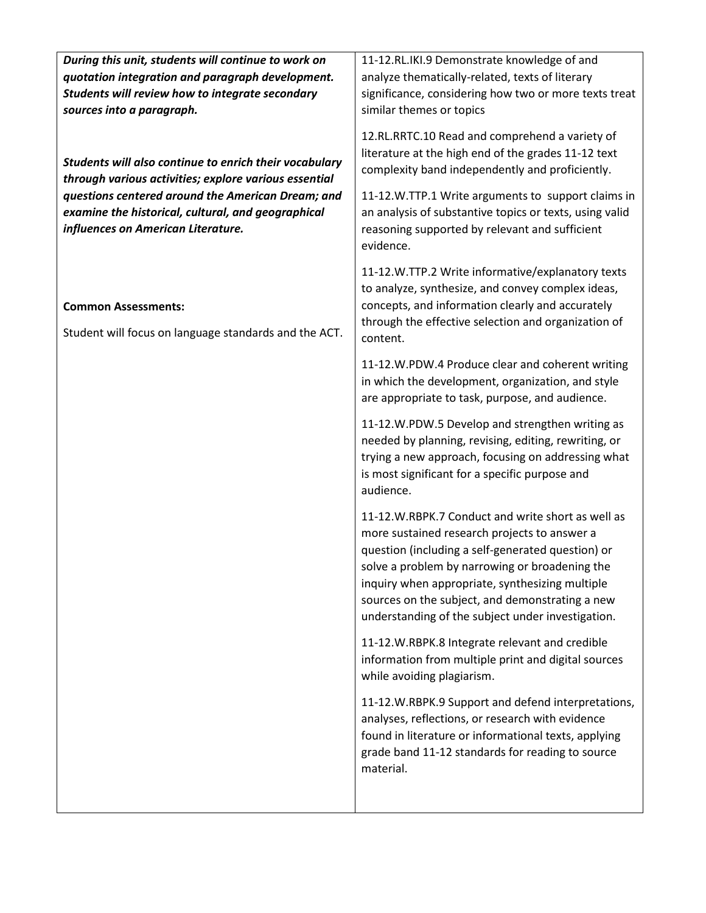| | |
|---|---|
| ***During this unit, students will continue to work on quotation integration and paragraph development. Students will review how to integrate secondary sources into a paragraph.***<br><br>***Students will also continue to enrich their vocabulary through various activities; explore various essential questions centered around the American Dream; and examine the historical, cultural, and geographical influences on American Literature.***<br><br>**Common Assessments:**<br><br>Student will focus on language standards and the ACT. | 11-12.RL.IKI.9 Demonstrate knowledge of and analyze thematically-related, texts of literary significance, considering how two or more texts treat similar themes or topics<br><br>12.RL.RRTC.10 Read and comprehend a variety of literature at the high end of the grades 11-12 text complexity band independently and proficiently.<br><br>11-12.W.TTP.1 Write arguments to support claims in an analysis of substantive topics or texts, using valid reasoning supported by relevant and sufficient evidence.<br><br>11-12.W.TTP.2 Write informative/explanatory texts to analyze, synthesize, and convey complex ideas, concepts, and information clearly and accurately through the effective selection and organization of content.<br><br>11-12.W.PDW.4 Produce clear and coherent writing in which the development, organization, and style are appropriate to task, purpose, and audience.<br><br>11-12.W.PDW.5 Develop and strengthen writing as needed by planning, revising, editing, rewriting, or trying a new approach, focusing on addressing what is most significant for a specific purpose and audience.<br><br>11-12.W.RBPK.7 Conduct and write short as well as more sustained research projects to answer a question (including a self-generated question) or solve a problem by narrowing or broadening the inquiry when appropriate, synthesizing multiple sources on the subject, and demonstrating a new understanding of the subject under investigation.<br><br>11-12.W.RBPK.8 Integrate relevant and credible information from multiple print and digital sources while avoiding plagiarism.<br><br>11-12.W.RBPK.9 Support and defend interpretations, analyses, reflections, or research with evidence found in literature or informational texts, applying grade band 11-12 standards for reading to source material. |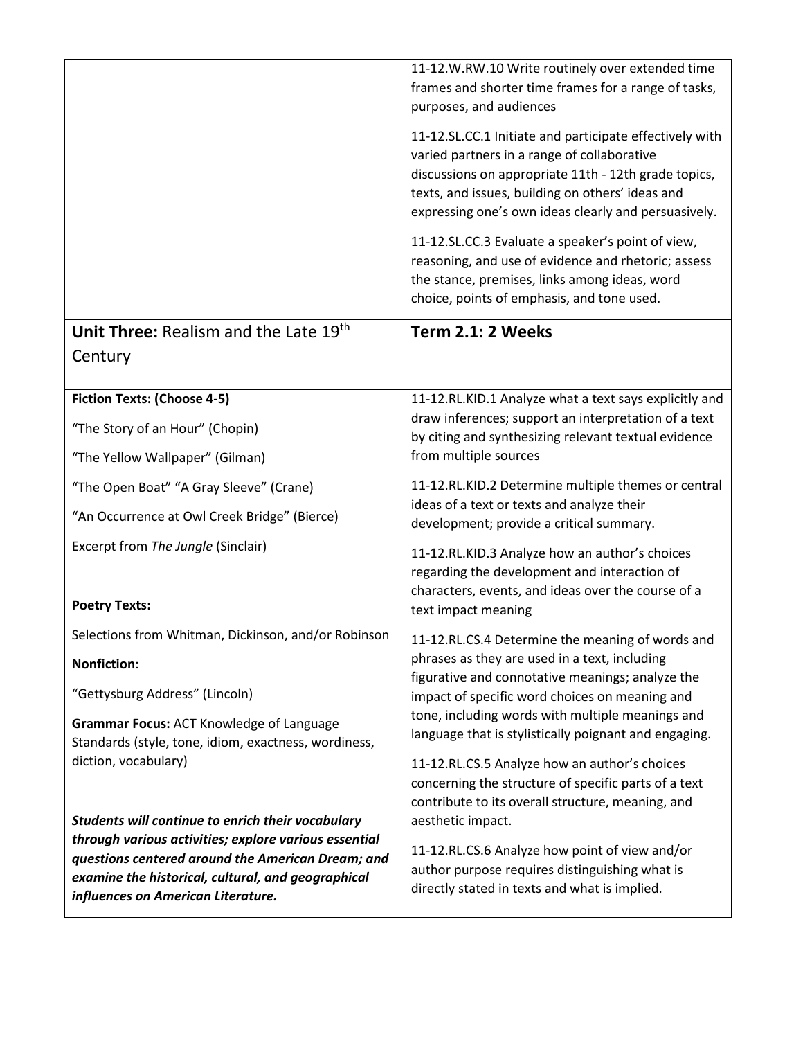| | |
|---|---|
| | 11-12.W.RW.10 Write routinely over extended time frames and shorter time frames for a range of tasks, purposes, and audiences<br><br>11-12.SL.CC.1 Initiate and participate effectively with varied partners in a range of collaborative discussions on appropriate 11th - 12th grade topics, texts, and issues, building on others' ideas and expressing one's own ideas clearly and persuasively.<br><br>11-12.SL.CC.3 Evaluate a speaker's point of view, reasoning, and use of evidence and rhetoric; assess the stance, premises, links among ideas, word choice, points of emphasis, and tone used. |
| **Unit Three:** Realism and the Late 19th Century | **Term 2.1: 2 Weeks** |
| **Fiction Texts: (Choose 4-5)**<br><br>"The Story of an Hour" (Chopin)<br><br>"The Yellow Wallpaper" (Gilman)<br><br>"The Open Boat" "A Gray Sleeve" (Crane)<br><br>"An Occurrence at Owl Creek Bridge" (Bierce)<br><br>Excerpt from *The Jungle* (Sinclair)<br><br>**Poetry Texts:**<br><br>Selections from Whitman, Dickinson, and/or Robinson<br><br>**Nonfiction**:<br><br>"Gettysburg Address" (Lincoln)<br><br>**Grammar Focus:** ACT Knowledge of Language Standards (style, tone, idiom, exactness, wordiness, diction, vocabulary)<br><br>***Students will continue to enrich their vocabulary through various activities; explore various essential questions centered around the American Dream; and examine the historical, cultural, and geographical influences on American Literature.*** | 11-12.RL.KID.1 Analyze what a text says explicitly and draw inferences; support an interpretation of a text by citing and synthesizing relevant textual evidence from multiple sources<br><br>11-12.RL.KID.2 Determine multiple themes or central ideas of a text or texts and analyze their development; provide a critical summary.<br><br>11-12.RL.KID.3 Analyze how an author's choices regarding the development and interaction of characters, events, and ideas over the course of a text impact meaning<br><br>11-12.RL.CS.4 Determine the meaning of words and phrases as they are used in a text, including figurative and connotative meanings; analyze the impact of specific word choices on meaning and tone, including words with multiple meanings and language that is stylistically poignant and engaging.<br><br>11-12.RL.CS.5 Analyze how an author's choices concerning the structure of specific parts of a text contribute to its overall structure, meaning, and aesthetic impact.<br><br>11-12.RL.CS.6 Analyze how point of view and/or author purpose requires distinguishing what is directly stated in texts and what is implied. |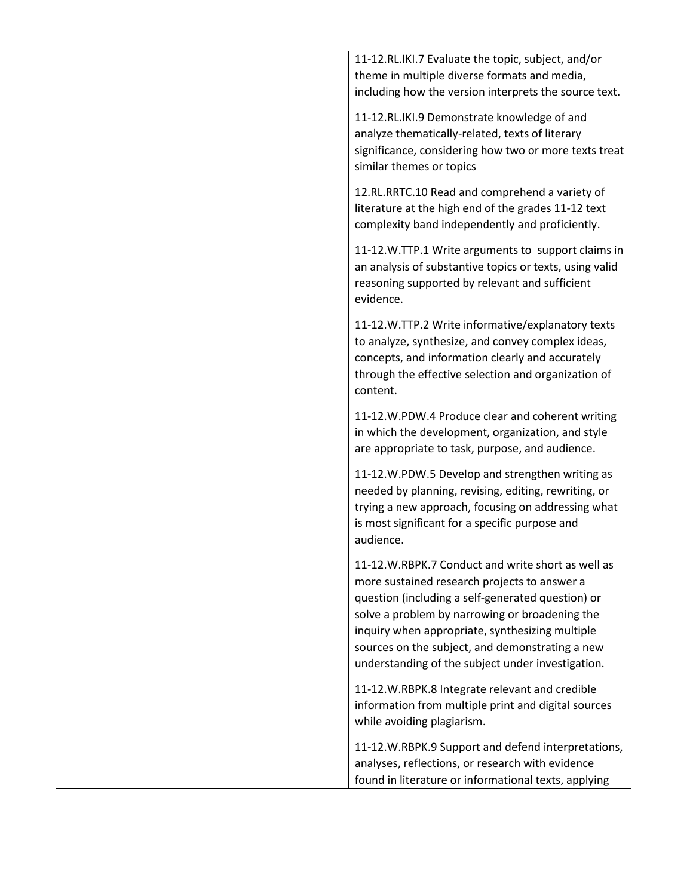| | |
|---|---|
| | 11-12.RL.IKI.7 Evaluate the topic, subject, and/or theme in multiple diverse formats and media, including how the version interprets the source text.<br><br>11-12.RL.IKI.9 Demonstrate knowledge of and analyze thematically-related, texts of literary significance, considering how two or more texts treat similar themes or topics<br><br>12.RL.RRTC.10 Read and comprehend a variety of literature at the high end of the grades 11-12 text complexity band independently and proficiently.<br><br>11-12.W.TTP.1 Write arguments to support claims in an analysis of substantive topics or texts, using valid reasoning supported by relevant and sufficient evidence.<br><br>11-12.W.TTP.2 Write informative/explanatory texts to analyze, synthesize, and convey complex ideas, concepts, and information clearly and accurately through the effective selection and organization of content.<br><br>11-12.W.PDW.4 Produce clear and coherent writing in which the development, organization, and style are appropriate to task, purpose, and audience.<br><br>11-12.W.PDW.5 Develop and strengthen writing as needed by planning, revising, editing, rewriting, or trying a new approach, focusing on addressing what is most significant for a specific purpose and audience.<br><br>11-12.W.RBPK.7 Conduct and write short as well as more sustained research projects to answer a question (including a self-generated question) or solve a problem by narrowing or broadening the inquiry when appropriate, synthesizing multiple sources on the subject, and demonstrating a new understanding of the subject under investigation.<br><br>11-12.W.RBPK.8 Integrate relevant and credible information from multiple print and digital sources while avoiding plagiarism.<br><br>11-12.W.RBPK.9 Support and defend interpretations, analyses, reflections, or research with evidence found in literature or informational texts, applying |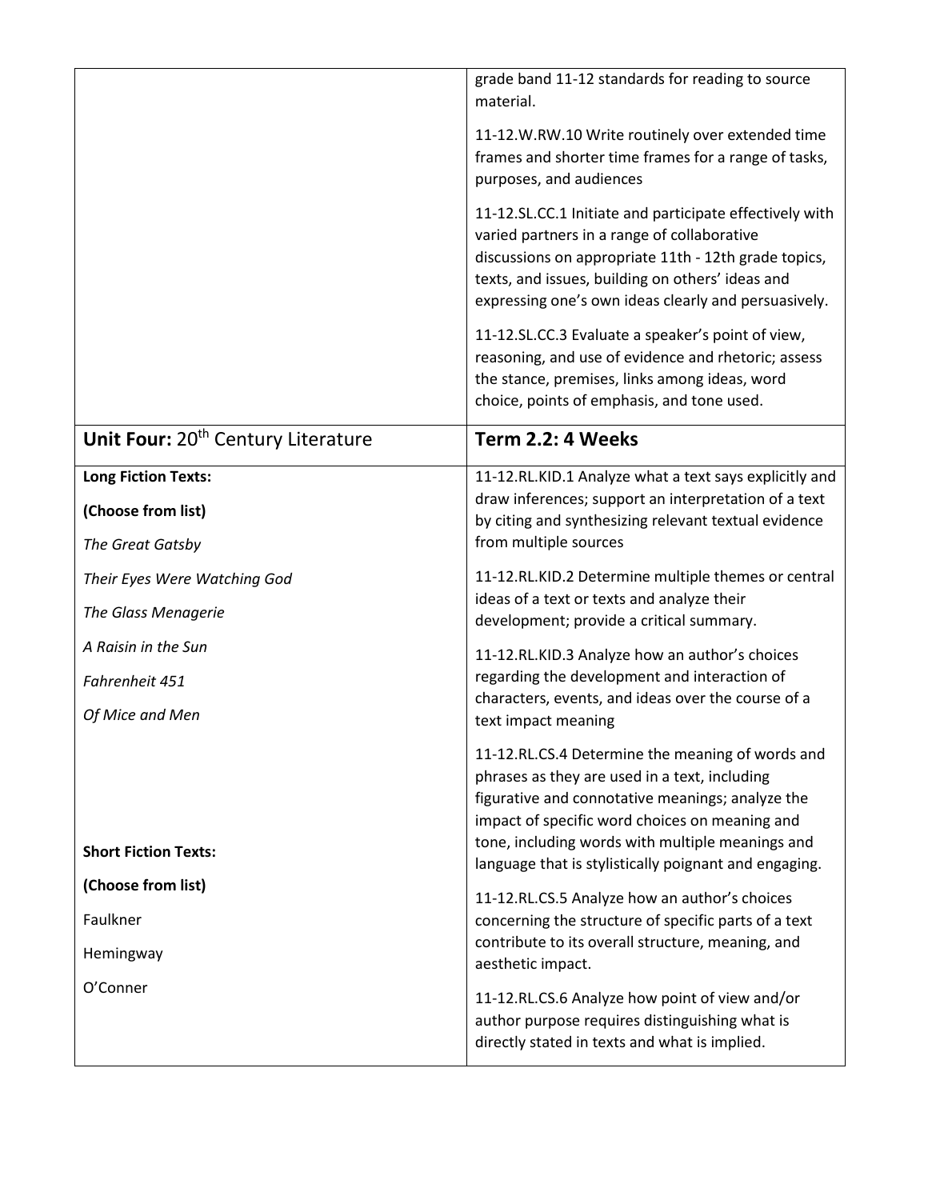| | |
|---|---|
| | grade band 11-12 standards for reading to source material.<br><br>11-12.W.RW.10 Write routinely over extended time frames and shorter time frames for a range of tasks, purposes, and audiences<br><br>11-12.SL.CC.1 Initiate and participate effectively with varied partners in a range of collaborative discussions on appropriate 11th - 12th grade topics, texts, and issues, building on others' ideas and expressing one's own ideas clearly and persuasively.<br><br>11-12.SL.CC.3 Evaluate a speaker's point of view, reasoning, and use of evidence and rhetoric; assess the stance, premises, links among ideas, word choice, points of emphasis, and tone used. |
| **Unit Four:** 20th Century Literature | **Term 2.2: 4 Weeks** |
| **Long Fiction Texts:**<br><br>**(Choose from list)**<br><br>*The Great Gatsby*<br><br>*Their Eyes Were Watching God*<br><br>*The Glass Menagerie*<br><br>*A Raisin in the Sun*<br><br>*Fahrenheit 451*<br><br>*Of Mice and Men*<br><br><br>**Short Fiction Texts:**<br><br>**(Choose from list)**<br><br>Faulkner<br><br>Hemingway<br><br>O'Conner | 11-12.RL.KID.1 Analyze what a text says explicitly and draw inferences; support an interpretation of a text by citing and synthesizing relevant textual evidence from multiple sources<br><br>11-12.RL.KID.2 Determine multiple themes or central ideas of a text or texts and analyze their development; provide a critical summary.<br><br>11-12.RL.KID.3 Analyze how an author's choices regarding the development and interaction of characters, events, and ideas over the course of a text impact meaning<br><br>11-12.RL.CS.4 Determine the meaning of words and phrases as they are used in a text, including figurative and connotative meanings; analyze the impact of specific word choices on meaning and tone, including words with multiple meanings and language that is stylistically poignant and engaging.<br><br>11-12.RL.CS.5 Analyze how an author's choices concerning the structure of specific parts of a text contribute to its overall structure, meaning, and aesthetic impact.<br><br>11-12.RL.CS.6 Analyze how point of view and/or author purpose requires distinguishing what is directly stated in texts and what is implied. |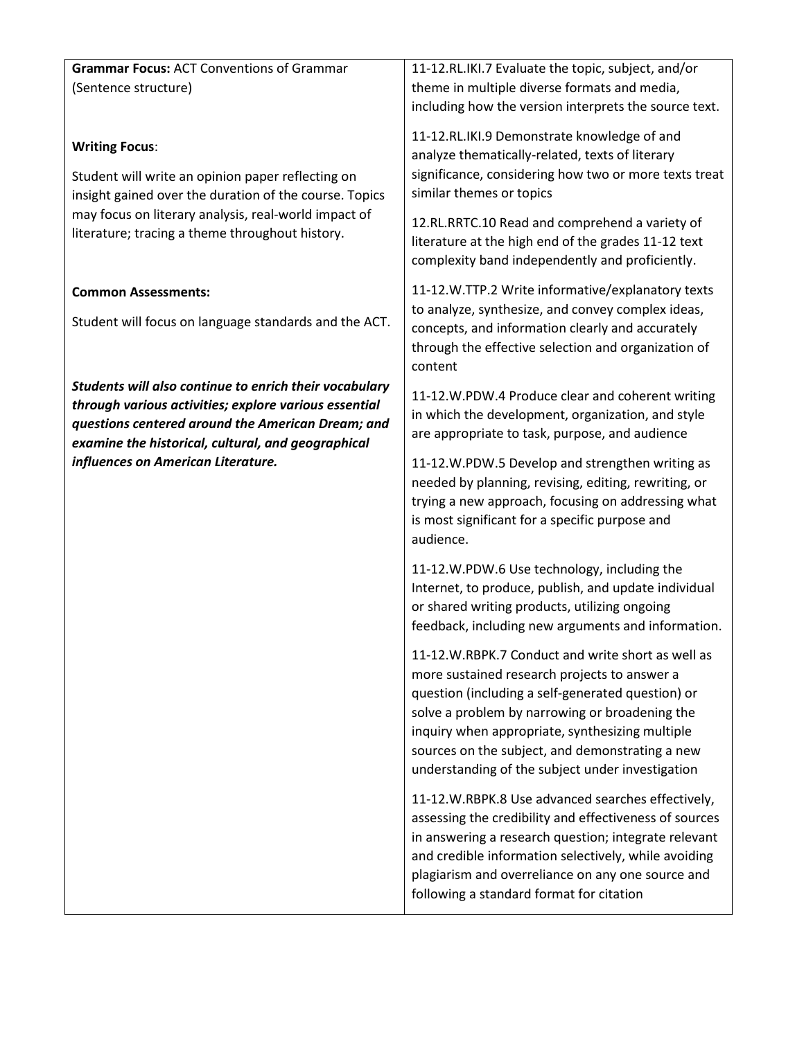| **Grammar Focus:** ACT Conventions of Grammar (Sentence structure)<br><br>**Writing Focus**:<br><br>Student will write an opinion paper reflecting on insight gained over the duration of the course. Topics may focus on literary analysis, real-world impact of literature; tracing a theme throughout history.<br><br>**Common Assessments:**<br><br>Student will focus on language standards and the ACT.<br><br>***Students will also continue to enrich their vocabulary through various activities; explore various essential questions centered around the American Dream; and examine the historical, cultural, and geographical influences on American Literature.*** | 11-12.RL.IKI.7 Evaluate the topic, subject, and/or theme in multiple diverse formats and media, including how the version interprets the source text.<br><br>11-12.RL.IKI.9 Demonstrate knowledge of and analyze thematically-related, texts of literary significance, considering how two or more texts treat similar themes or topics<br><br>12.RL.RRTC.10 Read and comprehend a variety of literature at the high end of the grades 11-12 text complexity band independently and proficiently.<br><br>11-12.W.TTP.2 Write informative/explanatory texts to analyze, synthesize, and convey complex ideas, concepts, and information clearly and accurately through the effective selection and organization of content<br><br>11-12.W.PDW.4 Produce clear and coherent writing in which the development, organization, and style are appropriate to task, purpose, and audience<br><br>11-12.W.PDW.5 Develop and strengthen writing as needed by planning, revising, editing, rewriting, or trying a new approach, focusing on addressing what is most significant for a specific purpose and audience.<br><br>11-12.W.PDW.6 Use technology, including the Internet, to produce, publish, and update individual or shared writing products, utilizing ongoing feedback, including new arguments and information.<br><br>11-12.W.RBPK.7 Conduct and write short as well as more sustained research projects to answer a question (including a self-generated question) or solve a problem by narrowing or broadening the inquiry when appropriate, synthesizing multiple sources on the subject, and demonstrating a new understanding of the subject under investigation<br><br>11-12.W.RBPK.8 Use advanced searches effectively, assessing the credibility and effectiveness of sources in answering a research question; integrate relevant and credible information selectively, while avoiding plagiarism and overreliance on any one source and following a standard format for citation |
|---|---|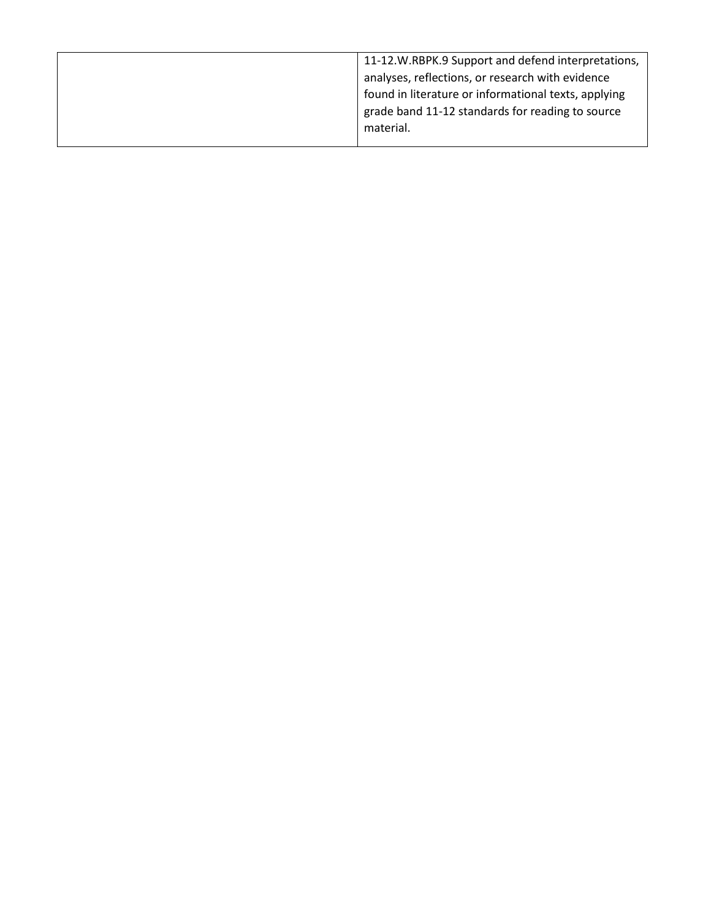| | |
|---|---|
| | 11-12.W.RBPK.9 Support and defend interpretations, analyses, reflections, or research with evidence found in literature or informational texts, applying grade band 11-12 standards for reading to source material. |